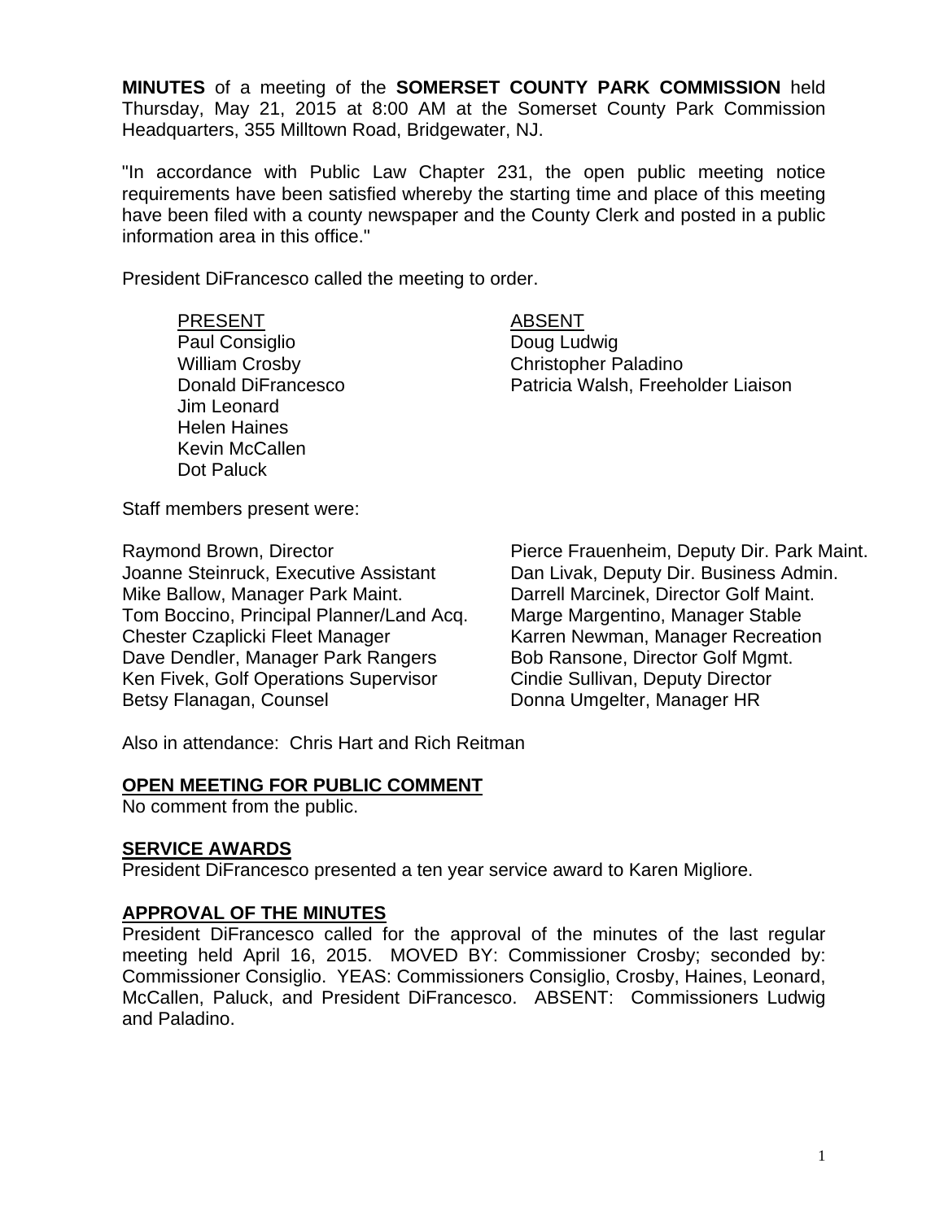**MINUTES** of a meeting of the **SOMERSET COUNTY PARK COMMISSION** held Thursday, May 21, 2015 at 8:00 AM at the Somerset County Park Commission Headquarters, 355 Milltown Road, Bridgewater, NJ.

"In accordance with Public Law Chapter 231, the open public meeting notice requirements have been satisfied whereby the starting time and place of this meeting have been filed with a county newspaper and the County Clerk and posted in a public information area in this office."

President DiFrancesco called the meeting to order.

| PRESENT | ABSENT |
|---|---|
| Paul Consiglio | Doug Ludwig |
| William Crosby | Christopher Paladino |
| Donald DiFrancesco | Patricia Walsh, Freeholder Liaison |
| Jim Leonard | |
| Helen Haines | |
| Kevin McCallen | |
| Dot Paluck | |

Staff members present were:

| | |
|---|---|
| Raymond Brown, Director | Pierce Frauenheim, Deputy Dir. Park Maint. |
| Joanne Steinruck, Executive Assistant | Dan Livak, Deputy Dir. Business Admin. |
| Mike Ballow, Manager Park Maint. | Darrell Marcinek, Director Golf Maint. |
| Tom Boccino, Principal Planner/Land Acq. | Marge Margentino, Manager Stable |
| Chester Czaplicki Fleet Manager | Karren Newman, Manager Recreation |
| Dave Dendler, Manager Park Rangers | Bob Ransone, Director Golf Mgmt. |
| Ken Fivek, Golf Operations Supervisor | Cindie Sullivan, Deputy Director |
| Betsy Flanagan, Counsel | Donna Umgelter, Manager HR |

Also in attendance: Chris Hart and Rich Reitman

**OPEN MEETING FOR PUBLIC COMMENT**

No comment from the public.

**SERVICE AWARDS**

President DiFrancesco presented a ten year service award to Karen Migliore.

**APPROVAL OF THE MINUTES**

President DiFrancesco called for the approval of the minutes of the last regular meeting held April 16, 2015. MOVED BY: Commissioner Crosby; seconded by: Commissioner Consiglio. YEAS: Commissioners Consiglio, Crosby, Haines, Leonard, McCallen, Paluck, and President DiFrancesco. ABSENT: Commissioners Ludwig and Paladino.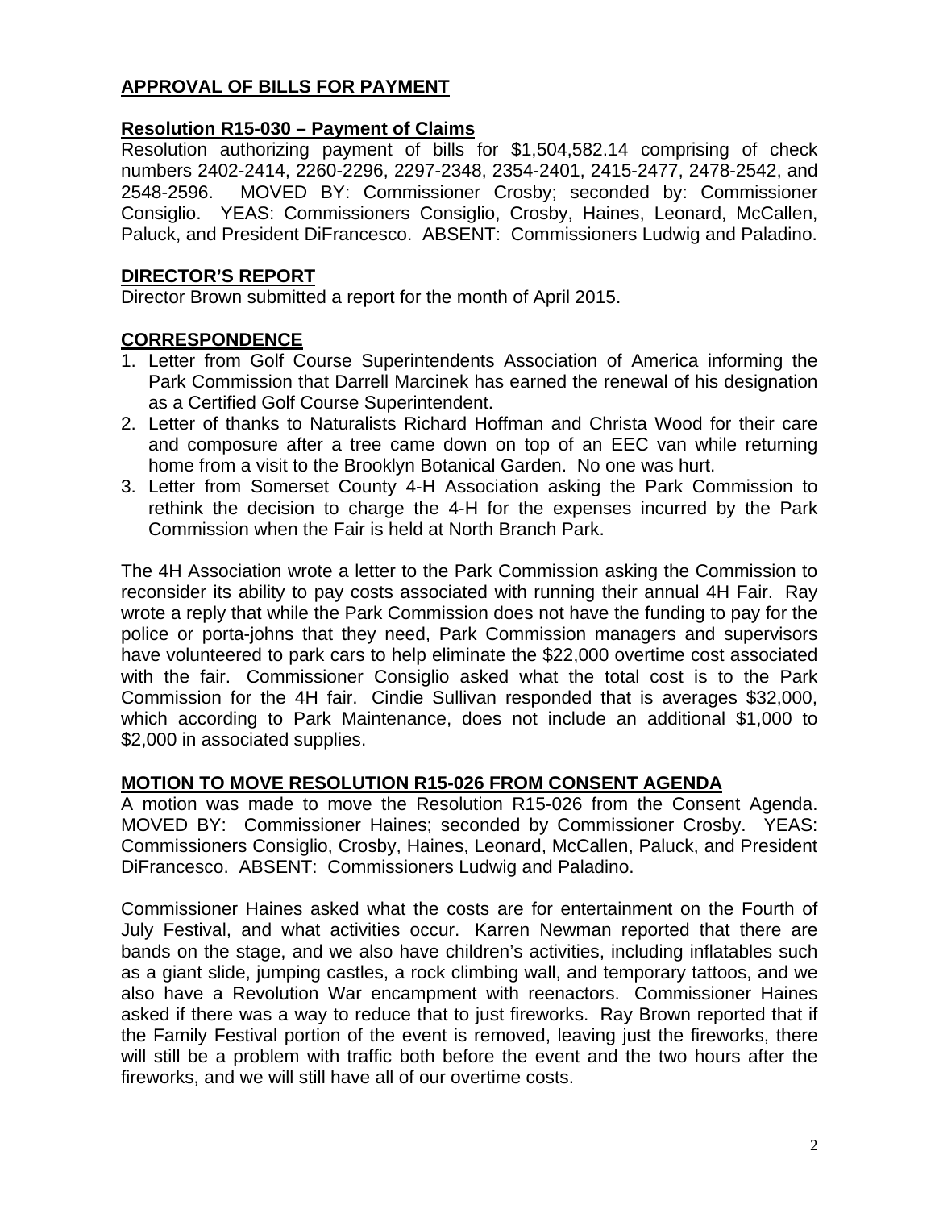## APPROVAL OF BILLS FOR PAYMENT

### Resolution R15-030 – Payment of Claims

Resolution authorizing payment of bills for $1,504,582.14 comprising of check numbers 2402-2414, 2260-2296, 2297-2348, 2354-2401, 2415-2477, 2478-2542, and 2548-2596. MOVED BY: Commissioner Crosby; seconded by: Commissioner Consiglio. YEAS: Commissioners Consiglio, Crosby, Haines, Leonard, McCallen, Paluck, and President DiFrancesco. ABSENT: Commissioners Ludwig and Paladino.

## DIRECTOR'S REPORT

Director Brown submitted a report for the month of April 2015.

## CORRESPONDENCE

1. Letter from Golf Course Superintendents Association of America informing the Park Commission that Darrell Marcinek has earned the renewal of his designation as a Certified Golf Course Superintendent.
2. Letter of thanks to Naturalists Richard Hoffman and Christa Wood for their care and composure after a tree came down on top of an EEC van while returning home from a visit to the Brooklyn Botanical Garden. No one was hurt.
3. Letter from Somerset County 4-H Association asking the Park Commission to rethink the decision to charge the 4-H for the expenses incurred by the Park Commission when the Fair is held at North Branch Park.

The 4H Association wrote a letter to the Park Commission asking the Commission to reconsider its ability to pay costs associated with running their annual 4H Fair. Ray wrote a reply that while the Park Commission does not have the funding to pay for the police or porta-johns that they need, Park Commission managers and supervisors have volunteered to park cars to help eliminate the $22,000 overtime cost associated with the fair. Commissioner Consiglio asked what the total cost is to the Park Commission for the 4H fair. Cindie Sullivan responded that is averages $32,000, which according to Park Maintenance, does not include an additional $1,000 to $2,000 in associated supplies.

## MOTION TO MOVE RESOLUTION R15-026 FROM CONSENT AGENDA

A motion was made to move the Resolution R15-026 from the Consent Agenda. MOVED BY: Commissioner Haines; seconded by Commissioner Crosby. YEAS: Commissioners Consiglio, Crosby, Haines, Leonard, McCallen, Paluck, and President DiFrancesco. ABSENT: Commissioners Ludwig and Paladino.

Commissioner Haines asked what the costs are for entertainment on the Fourth of July Festival, and what activities occur. Karren Newman reported that there are bands on the stage, and we also have children's activities, including inflatables such as a giant slide, jumping castles, a rock climbing wall, and temporary tattoos, and we also have a Revolution War encampment with reenactors. Commissioner Haines asked if there was a way to reduce that to just fireworks. Ray Brown reported that if the Family Festival portion of the event is removed, leaving just the fireworks, there will still be a problem with traffic both before the event and the two hours after the fireworks, and we will still have all of our overtime costs.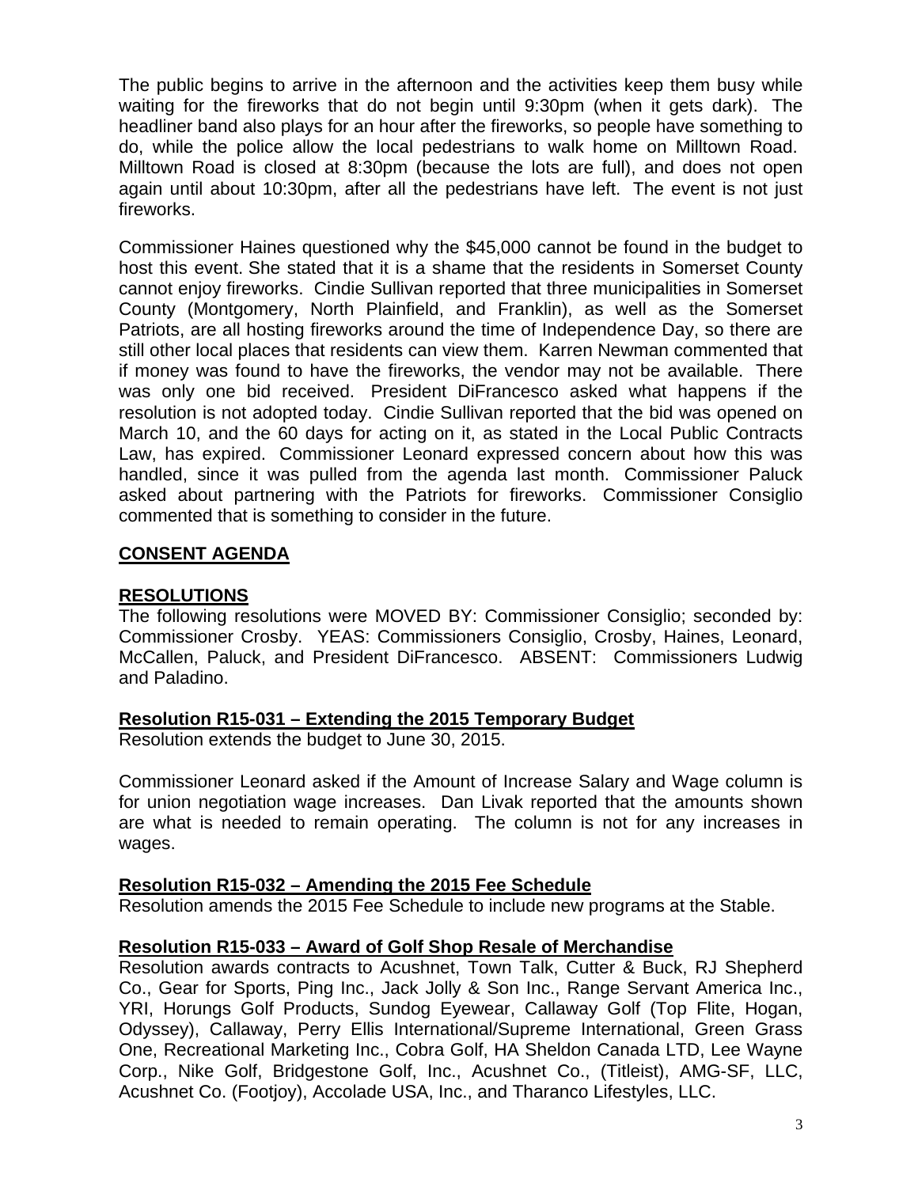The public begins to arrive in the afternoon and the activities keep them busy while waiting for the fireworks that do not begin until 9:30pm (when it gets dark). The headliner band also plays for an hour after the fireworks, so people have something to do, while the police allow the local pedestrians to walk home on Milltown Road. Milltown Road is closed at 8:30pm (because the lots are full), and does not open again until about 10:30pm, after all the pedestrians have left. The event is not just fireworks.

Commissioner Haines questioned why the $45,000 cannot be found in the budget to host this event. She stated that it is a shame that the residents in Somerset County cannot enjoy fireworks. Cindie Sullivan reported that three municipalities in Somerset County (Montgomery, North Plainfield, and Franklin), as well as the Somerset Patriots, are all hosting fireworks around the time of Independence Day, so there are still other local places that residents can view them. Karren Newman commented that if money was found to have the fireworks, the vendor may not be available. There was only one bid received. President DiFrancesco asked what happens if the resolution is not adopted today. Cindie Sullivan reported that the bid was opened on March 10, and the 60 days for acting on it, as stated in the Local Public Contracts Law, has expired. Commissioner Leonard expressed concern about how this was handled, since it was pulled from the agenda last month. Commissioner Paluck asked about partnering with the Patriots for fireworks. Commissioner Consiglio commented that is something to consider in the future.

## **CONSENT AGENDA**

### **RESOLUTIONS**

The following resolutions were MOVED BY: Commissioner Consiglio; seconded by: Commissioner Crosby. YEAS: Commissioners Consiglio, Crosby, Haines, Leonard, McCallen, Paluck, and President DiFrancesco. ABSENT: Commissioners Ludwig and Paladino.

### **Resolution R15-031 – Extending the 2015 Temporary Budget**

Resolution extends the budget to June 30, 2015.

Commissioner Leonard asked if the Amount of Increase Salary and Wage column is for union negotiation wage increases. Dan Livak reported that the amounts shown are what is needed to remain operating. The column is not for any increases in wages.

### **Resolution R15-032 – Amending the 2015 Fee Schedule**

Resolution amends the 2015 Fee Schedule to include new programs at the Stable.

### **Resolution R15-033 – Award of Golf Shop Resale of Merchandise**

Resolution awards contracts to Acushnet, Town Talk, Cutter & Buck, RJ Shepherd Co., Gear for Sports, Ping Inc., Jack Jolly & Son Inc., Range Servant America Inc., YRI, Horungs Golf Products, Sundog Eyewear, Callaway Golf (Top Flite, Hogan, Odyssey), Callaway, Perry Ellis International/Supreme International, Green Grass One, Recreational Marketing Inc., Cobra Golf, HA Sheldon Canada LTD, Lee Wayne Corp., Nike Golf, Bridgestone Golf, Inc., Acushnet Co., (Titleist), AMG-SF, LLC, Acushnet Co. (Footjoy), Accolade USA, Inc., and Tharanco Lifestyles, LLC.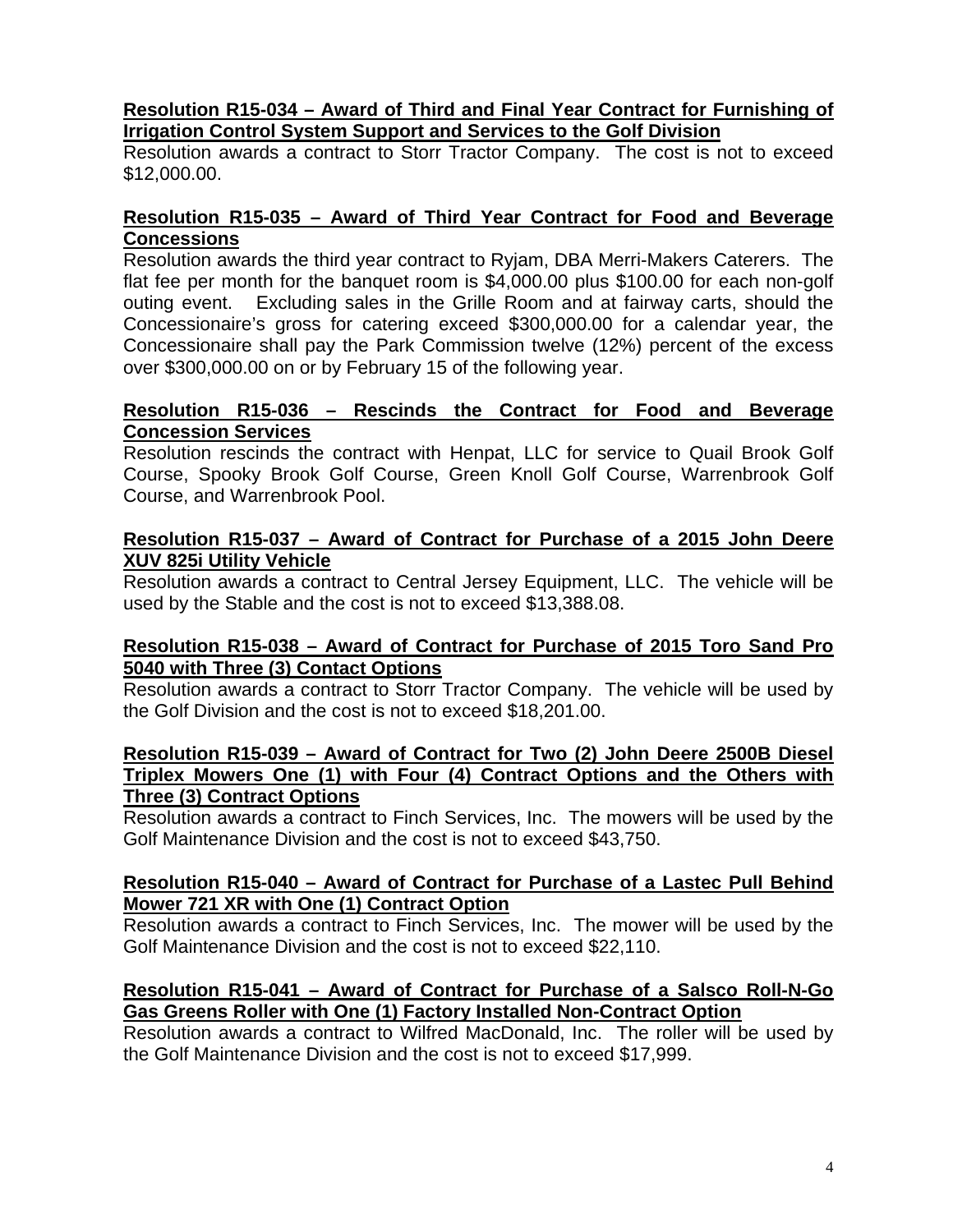**Resolution R15-034 – Award of Third and Final Year Contract for Furnishing of Irrigation Control System Support and Services to the Golf Division**

Resolution awards a contract to Storr Tractor Company. The cost is not to exceed $12,000.00.

**Resolution R15-035 – Award of Third Year Contract for Food and Beverage Concessions**

Resolution awards the third year contract to Ryjam, DBA Merri-Makers Caterers. The flat fee per month for the banquet room is $4,000.00 plus $100.00 for each non-golf outing event. Excluding sales in the Grille Room and at fairway carts, should the Concessionaire's gross for catering exceed $300,000.00 for a calendar year, the Concessionaire shall pay the Park Commission twelve (12%) percent of the excess over $300,000.00 on or by February 15 of the following year.

**Resolution R15-036 – Rescinds the Contract for Food and Beverage Concession Services**

Resolution rescinds the contract with Henpat, LLC for service to Quail Brook Golf Course, Spooky Brook Golf Course, Green Knoll Golf Course, Warrenbrook Golf Course, and Warrenbrook Pool.

**Resolution R15-037 – Award of Contract for Purchase of a 2015 John Deere XUV 825i Utility Vehicle**

Resolution awards a contract to Central Jersey Equipment, LLC. The vehicle will be used by the Stable and the cost is not to exceed $13,388.08.

**Resolution R15-038 – Award of Contract for Purchase of 2015 Toro Sand Pro 5040 with Three (3) Contact Options**

Resolution awards a contract to Storr Tractor Company. The vehicle will be used by the Golf Division and the cost is not to exceed $18,201.00.

**Resolution R15-039 – Award of Contract for Two (2) John Deere 2500B Diesel Triplex Mowers One (1) with Four (4) Contract Options and the Others with Three (3) Contract Options**

Resolution awards a contract to Finch Services, Inc. The mowers will be used by the Golf Maintenance Division and the cost is not to exceed $43,750.

**Resolution R15-040 – Award of Contract for Purchase of a Lastec Pull Behind Mower 721 XR with One (1) Contract Option**

Resolution awards a contract to Finch Services, Inc. The mower will be used by the Golf Maintenance Division and the cost is not to exceed $22,110.

**Resolution R15-041 – Award of Contract for Purchase of a Salsco Roll-N-Go Gas Greens Roller with One (1) Factory Installed Non-Contract Option**

Resolution awards a contract to Wilfred MacDonald, Inc. The roller will be used by the Golf Maintenance Division and the cost is not to exceed $17,999.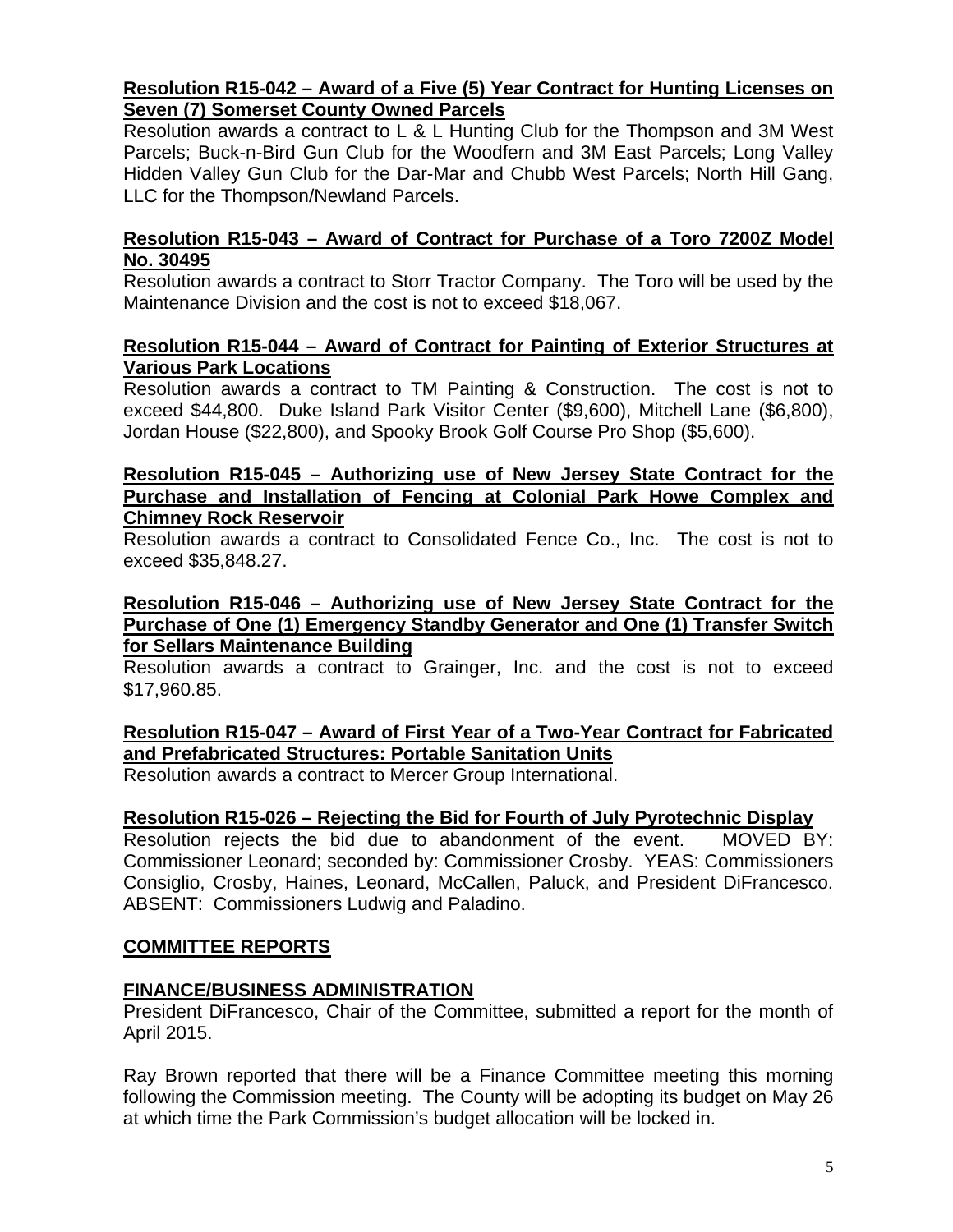**Resolution R15-042 – Award of a Five (5) Year Contract for Hunting Licenses on Seven (7) Somerset County Owned Parcels**
Resolution awards a contract to L & L Hunting Club for the Thompson and 3M West Parcels; Buck-n-Bird Gun Club for the Woodfern and 3M East Parcels; Long Valley Hidden Valley Gun Club for the Dar-Mar and Chubb West Parcels; North Hill Gang, LLC for the Thompson/Newland Parcels.

**Resolution R15-043 – Award of Contract for Purchase of a Toro 7200Z Model No. 30495**
Resolution awards a contract to Storr Tractor Company. The Toro will be used by the Maintenance Division and the cost is not to exceed $18,067.

**Resolution R15-044 – Award of Contract for Painting of Exterior Structures at Various Park Locations**
Resolution awards a contract to TM Painting & Construction. The cost is not to exceed $44,800. Duke Island Park Visitor Center ($9,600), Mitchell Lane ($6,800), Jordan House ($22,800), and Spooky Brook Golf Course Pro Shop ($5,600).

**Resolution R15-045 – Authorizing use of New Jersey State Contract for the Purchase and Installation of Fencing at Colonial Park Howe Complex and Chimney Rock Reservoir**
Resolution awards a contract to Consolidated Fence Co., Inc. The cost is not to exceed $35,848.27.

**Resolution R15-046 – Authorizing use of New Jersey State Contract for the Purchase of One (1) Emergency Standby Generator and One (1) Transfer Switch for Sellars Maintenance Building**
Resolution awards a contract to Grainger, Inc. and the cost is not to exceed $17,960.85.

**Resolution R15-047 – Award of First Year of a Two-Year Contract for Fabricated and Prefabricated Structures: Portable Sanitation Units**
Resolution awards a contract to Mercer Group International.

**Resolution R15-026 – Rejecting the Bid for Fourth of July Pyrotechnic Display**
Resolution rejects the bid due to abandonment of the event. MOVED BY: Commissioner Leonard; seconded by: Commissioner Crosby. YEAS: Commissioners Consiglio, Crosby, Haines, Leonard, McCallen, Paluck, and President DiFrancesco. ABSENT: Commissioners Ludwig and Paladino.

**COMMITTEE REPORTS**

**FINANCE/BUSINESS ADMINISTRATION**
President DiFrancesco, Chair of the Committee, submitted a report for the month of April 2015.

Ray Brown reported that there will be a Finance Committee meeting this morning following the Commission meeting. The County will be adopting its budget on May 26 at which time the Park Commission's budget allocation will be locked in.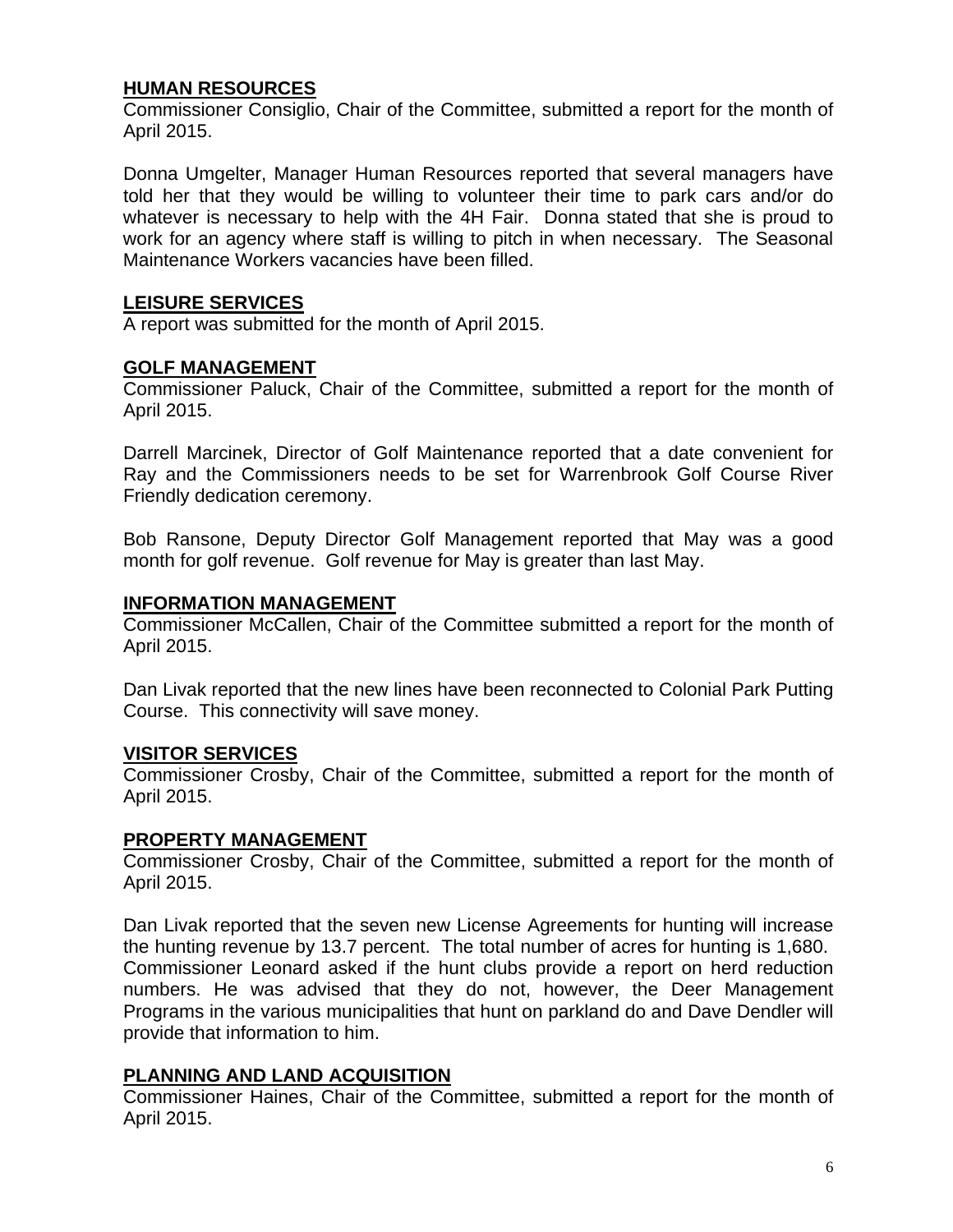**HUMAN RESOURCES**

Commissioner Consiglio, Chair of the Committee, submitted a report for the month of April 2015.

Donna Umgelter, Manager Human Resources reported that several managers have told her that they would be willing to volunteer their time to park cars and/or do whatever is necessary to help with the 4H Fair. Donna stated that she is proud to work for an agency where staff is willing to pitch in when necessary. The Seasonal Maintenance Workers vacancies have been filled.

**LEISURE SERVICES**

A report was submitted for the month of April 2015.

**GOLF MANAGEMENT**

Commissioner Paluck, Chair of the Committee, submitted a report for the month of April 2015.

Darrell Marcinek, Director of Golf Maintenance reported that a date convenient for Ray and the Commissioners needs to be set for Warrenbrook Golf Course River Friendly dedication ceremony.

Bob Ransone, Deputy Director Golf Management reported that May was a good month for golf revenue. Golf revenue for May is greater than last May.

**INFORMATION MANAGEMENT**

Commissioner McCallen, Chair of the Committee submitted a report for the month of April 2015.

Dan Livak reported that the new lines have been reconnected to Colonial Park Putting Course. This connectivity will save money.

**VISITOR SERVICES**

Commissioner Crosby, Chair of the Committee, submitted a report for the month of April 2015.

**PROPERTY MANAGEMENT**

Commissioner Crosby, Chair of the Committee, submitted a report for the month of April 2015.

Dan Livak reported that the seven new License Agreements for hunting will increase the hunting revenue by 13.7 percent. The total number of acres for hunting is 1,680. Commissioner Leonard asked if the hunt clubs provide a report on herd reduction numbers. He was advised that they do not, however, the Deer Management Programs in the various municipalities that hunt on parkland do and Dave Dendler will provide that information to him.

**PLANNING AND LAND ACQUISITION**

Commissioner Haines, Chair of the Committee, submitted a report for the month of April 2015.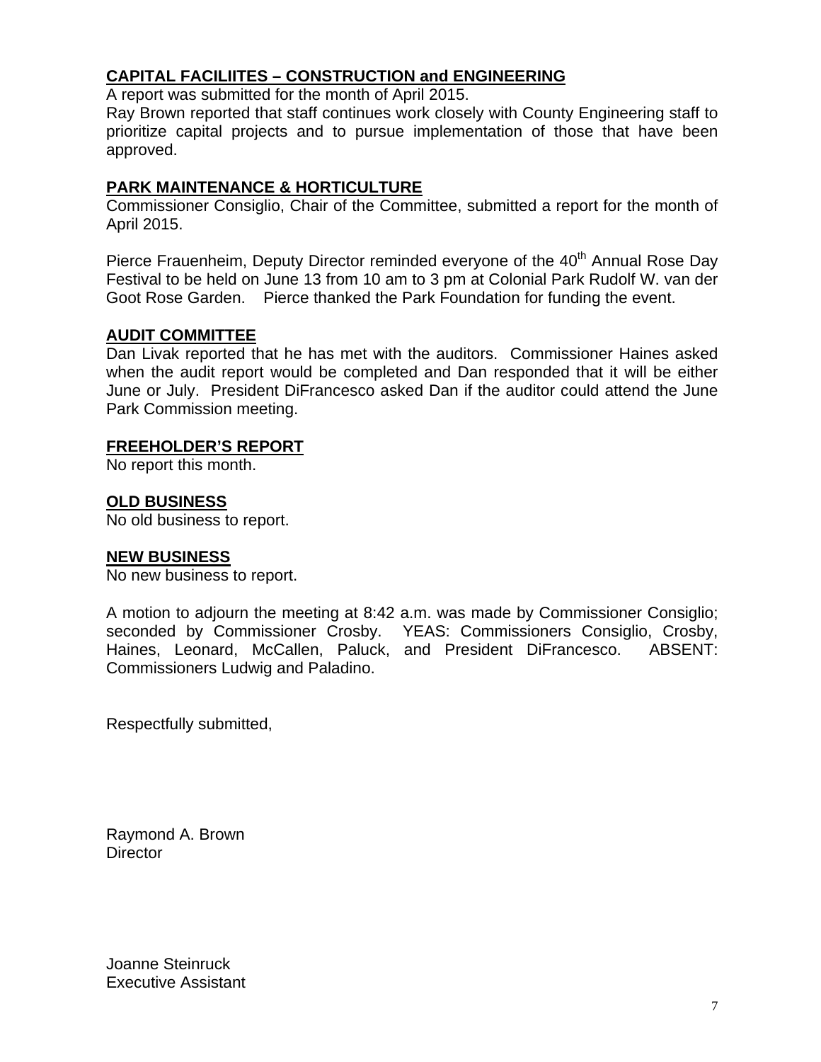**CAPITAL FACILIITES – CONSTRUCTION and ENGINEERING**

A report was submitted for the month of April 2015.

Ray Brown reported that staff continues work closely with County Engineering staff to prioritize capital projects and to pursue implementation of those that have been approved.

**PARK MAINTENANCE & HORTICULTURE**

Commissioner Consiglio, Chair of the Committee, submitted a report for the month of April 2015.

Pierce Frauenheim, Deputy Director reminded everyone of the 40th Annual Rose Day Festival to be held on June 13 from 10 am to 3 pm at Colonial Park Rudolf W. van der Goot Rose Garden. Pierce thanked the Park Foundation for funding the event.

**AUDIT COMMITTEE**

Dan Livak reported that he has met with the auditors. Commissioner Haines asked when the audit report would be completed and Dan responded that it will be either June or July. President DiFrancesco asked Dan if the auditor could attend the June Park Commission meeting.

**FREEHOLDER'S REPORT**

No report this month.

**OLD BUSINESS**

No old business to report.

**NEW BUSINESS**

No new business to report.

A motion to adjourn the meeting at 8:42 a.m. was made by Commissioner Consiglio; seconded by Commissioner Crosby. YEAS: Commissioners Consiglio, Crosby, Haines, Leonard, McCallen, Paluck, and President DiFrancesco. ABSENT: Commissioners Ludwig and Paladino.

Respectfully submitted,

Raymond A. Brown
Director

Joanne Steinruck
Executive Assistant